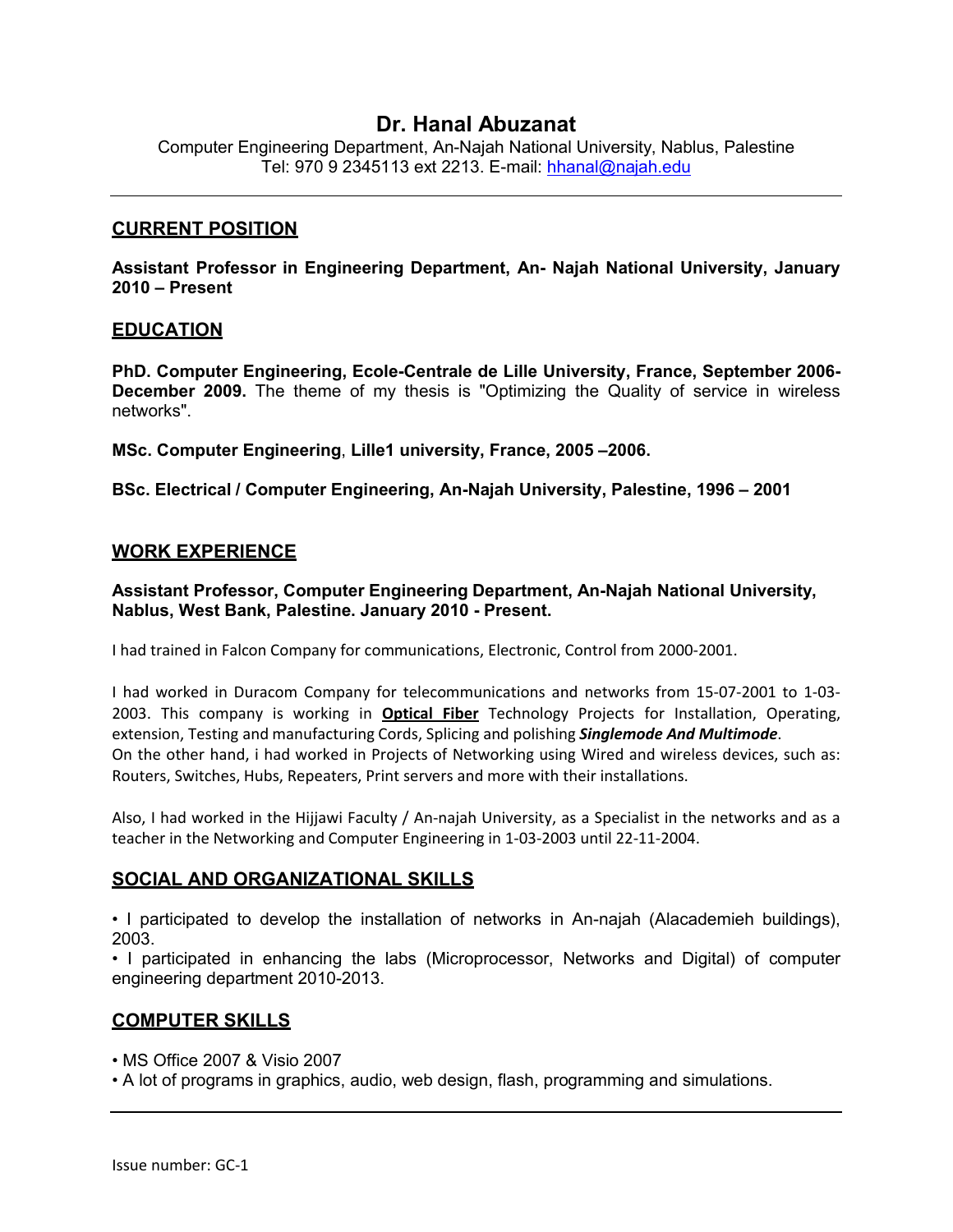# Dr. Hanal Abuzanat

Computer Engineering Department, An-Najah National University, Nablus, Palestine
Tel: 970 9 2345113 ext 2213. E-mail: hhanal@najah.edu

---

## CURRENT POSITION

**Assistant Professor in Engineering Department, An- Najah National University, January 2010 – Present**

## EDUCATION

**PhD. Computer Engineering, Ecole-Centrale de Lille University, France, September 2006-December 2009.** The theme of my thesis is "Optimizing the Quality of service in wireless networks".

**MSc. Computer Engineering**, **Lille1 university, France, 2005 –2006.**

**BSc. Electrical / Computer Engineering, An-Najah University, Palestine, 1996 – 2001**

## WORK EXPERIENCE

**Assistant Professor, Computer Engineering Department, An-Najah National University, Nablus, West Bank, Palestine. January 2010 - Present.**

I had trained in Falcon Company for communications, Electronic, Control from 2000-2001.

I had worked in Duracom Company for telecommunications and networks from 15-07-2001 to 1-03-2003. This company is working in **Optical Fiber** Technology Projects for Installation, Operating, extension, Testing and manufacturing Cords, Splicing and polishing ***Singlemode And Multimode***.
On the other hand, i had worked in Projects of Networking using Wired and wireless devices, such as: Routers, Switches, Hubs, Repeaters, Print servers and more with their installations.

Also, I had worked in the Hijjawi Faculty / An-najah University, as a Specialist in the networks and as a teacher in the Networking and Computer Engineering in 1-03-2003 until 22-11-2004.

## SOCIAL AND ORGANIZATIONAL SKILLS

- I participated to develop the installation of networks in An-najah (Alacademieh buildings), 2003.
- I participated in enhancing the labs (Microprocessor, Networks and Digital) of computer engineering department 2010-2013.

## COMPUTER SKILLS

- MS Office 2007 & Visio 2007
- A lot of programs in graphics, audio, web design, flash, programming and simulations.

---

Issue number: GC-1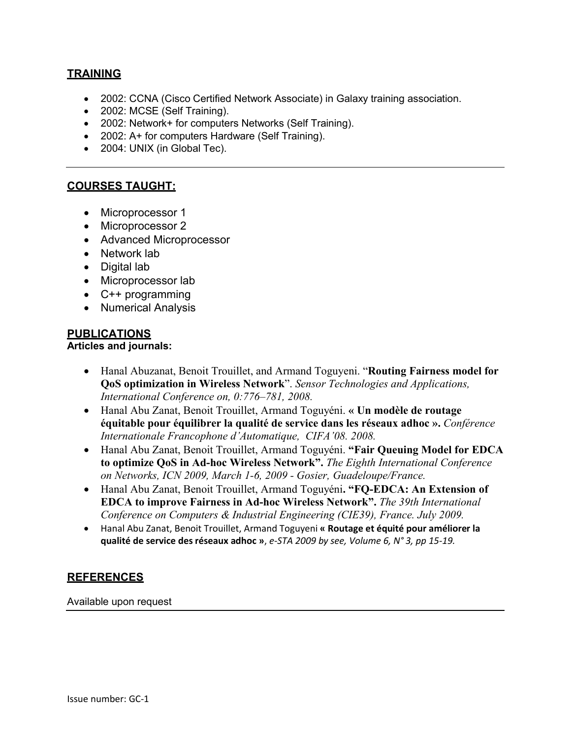## TRAINING

- 2002: CCNA (Cisco Certified Network Associate) in Galaxy training association.
- 2002: MCSE (Self Training).
- 2002: Network+ for computers Networks (Self Training).
- 2002: A+ for computers Hardware (Self Training).
- 2004: UNIX (in Global Tec).

---

## COURSES TAUGHT:

- Microprocessor 1
- Microprocessor 2
- Advanced Microprocessor
- Network lab
- Digital lab
- Microprocessor lab
- C++ programming
- Numerical Analysis

## PUBLICATIONS

**Articles and journals:**

- Hanal Abuzanat, Benoit Trouillet, and Armand Toguyeni. "**Routing Fairness model for QoS optimization in Wireless Network**". *Sensor Technologies and Applications, International Conference on, 0:776–781, 2008.*
- Hanal Abu Zanat, Benoit Trouillet, Armand Toguyéni. **« Un modèle de routage équitable pour équilibrer la qualité de service dans les réseaux adhoc ».** *Conférence Internationale Francophone d'Automatique, CIFA'08. 2008.*
- Hanal Abu Zanat, Benoit Trouillet, Armand Toguyéni. **"Fair Queuing Model for EDCA to optimize QoS in Ad-hoc Wireless Network".** *The Eighth International Conference on Networks, ICN 2009, March 1-6, 2009 - Gosier, Guadeloupe/France.*
- Hanal Abu Zanat, Benoit Trouillet, Armand Toguyéni**. "FQ-EDCA: An Extension of EDCA to improve Fairness in Ad-hoc Wireless Network".** *The 39th International Conference on Computers & Industrial Engineering (CIE39), France. July 2009.*
- Hanal Abu Zanat, Benoit Trouillet, Armand Toguyeni **« Routage et équité pour améliorer la qualité de service des réseaux adhoc »**, *e-STA 2009 by see, Volume 6, N° 3, pp 15-19.*

## REFERENCES

Available upon request

---

Issue number: GC-1